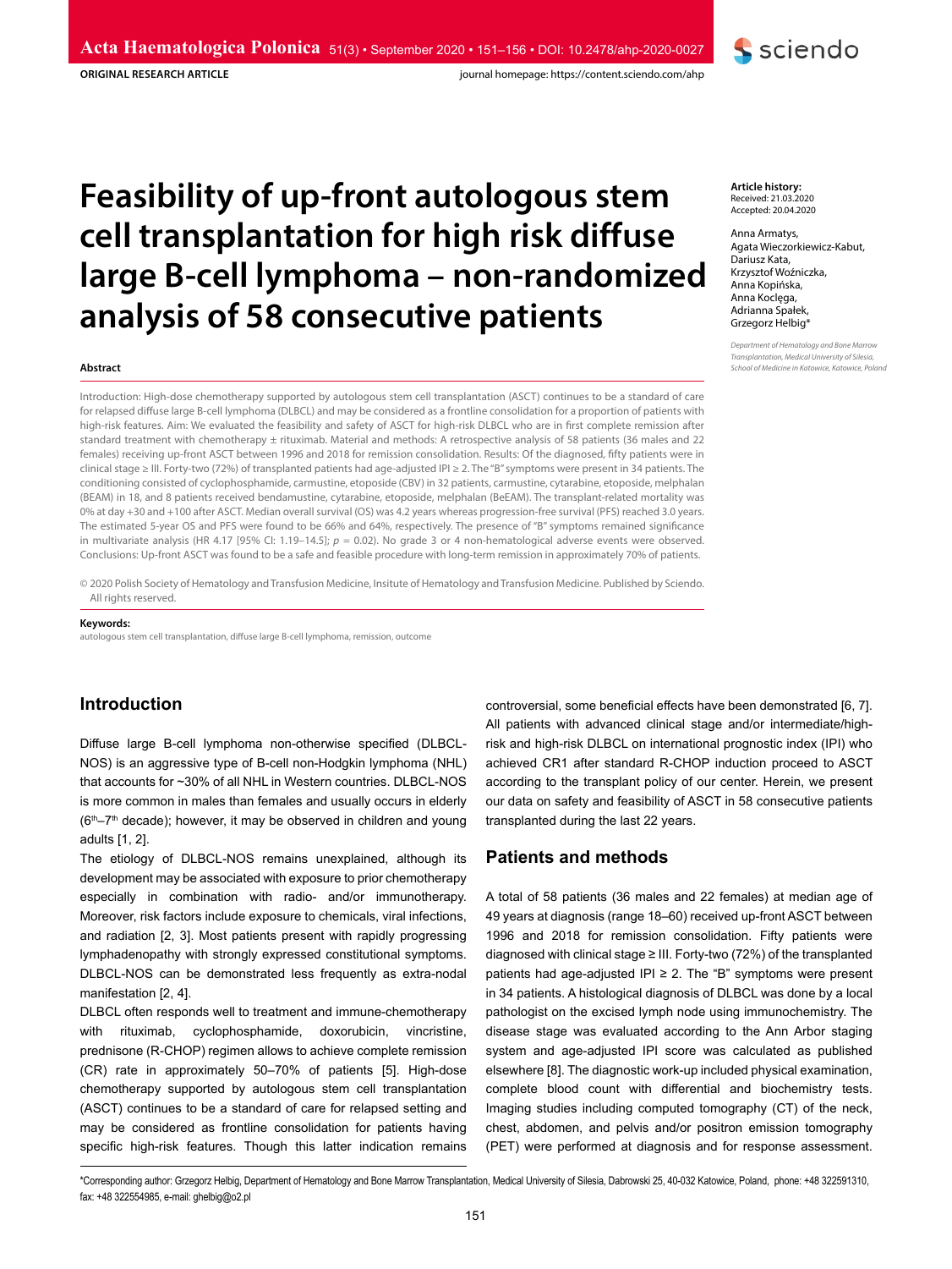ORIGINAL RESEARCH ARTICLE

# Feasibility of up-front autologous stem cell transplantation for high risk diffuse large B-cell lymphoma – non-randomized analysis of 58 consecutive patients

**Article history:**
Received: 21.03.2020
Accepted: 20.04.2020

Anna Armatys, Agata Wieczorkiewicz-Kabut, Dariusz Kata, Krzysztof Woźniczka, Anna Kopińska, Anna Koclęga, Adrianna Spałek, Grzegorz Helbig*

*Department of Hematology and Bone Marrow Transplantation, Medical University of Silesia, School of Medicine in Katowice, Katowice, Poland*

**Abstract**

Introduction: High-dose chemotherapy supported by autologous stem cell transplantation (ASCT) continues to be a standard of care for relapsed diffuse large B-cell lymphoma (DLBCL) and may be considered as a frontline consolidation for a proportion of patients with high-risk features. Aim: We evaluated the feasibility and safety of ASCT for high-risk DLBCL who are in first complete remission after standard treatment with chemotherapy ± rituximab. Material and methods: A retrospective analysis of 58 patients (36 males and 22 females) receiving up-front ASCT between 1996 and 2018 for remission consolidation. Results: Of the diagnosed, fifty patients were in clinical stage ≥ III. Forty-two (72%) of transplanted patients had age-adjusted IPI ≥ 2. The "B" symptoms were present in 34 patients. The conditioning consisted of cyclophosphamide, carmustine, etoposide (CBV) in 32 patients, carmustine, cytarabine, etoposide, melphalan (BEAM) in 18, and 8 patients received bendamustine, cytarabine, etoposide, melphalan (BeEAM). The transplant-related mortality was 0% at day +30 and +100 after ASCT. Median overall survival (OS) was 4.2 years whereas progression-free survival (PFS) reached 3.0 years. The estimated 5-year OS and PFS were found to be 66% and 64%, respectively. The presence of "B" symptoms remained significance in multivariate analysis (HR 4.17 [95% CI: 1.19–14.5]; $p = 0.02$). No grade 3 or 4 non-hematological adverse events were observed. Conclusions: Up-front ASCT was found to be a safe and feasible procedure with long-term remission in approximately 70% of patients.

© 2020 Polish Society of Hematology and Transfusion Medicine, Insitute of Hematology and Transfusion Medicine. Published by Sciendo. All rights reserved.

**Keywords:**
autologous stem cell transplantation, diffuse large B-cell lymphoma, remission, outcome

## Introduction

Diffuse large B-cell lymphoma non-otherwise specified (DLBCL-NOS) is an aggressive type of B-cell non-Hodgkin lymphoma (NHL) that accounts for ~30% of all NHL in Western countries. DLBCL-NOS is more common in males than females and usually occurs in elderly ($6^{th}$–$7^{th}$ decade); however, it may be observed in children and young adults [1, 2].

The etiology of DLBCL-NOS remains unexplained, although its development may be associated with exposure to prior chemotherapy especially in combination with radio- and/or immunotherapy. Moreover, risk factors include exposure to chemicals, viral infections, and radiation [2, 3]. Most patients present with rapidly progressing lymphadenopathy with strongly expressed constitutional symptoms. DLBCL-NOS can be demonstrated less frequently as extra-nodal manifestation [2, 4].

DLBCL often responds well to treatment and immune-chemotherapy with rituximab, cyclophosphamide, doxorubicin, vincristine, prednisone (R-CHOP) regimen allows to achieve complete remission (CR) rate in approximately 50–70% of patients [5]. High-dose chemotherapy supported by autologous stem cell transplantation (ASCT) continues to be a standard of care for relapsed setting and may be considered as frontline consolidation for patients having specific high-risk features. Though this latter indication remains controversial, some beneficial effects have been demonstrated [6, 7]. All patients with advanced clinical stage and/or intermediate/high-risk and high-risk DLBCL on international prognostic index (IPI) who achieved CR1 after standard R-CHOP induction proceed to ASCT according to the transplant policy of our center. Herein, we present our data on safety and feasibility of ASCT in 58 consecutive patients transplanted during the last 22 years.

## Patients and methods

A total of 58 patients (36 males and 22 females) at median age of 49 years at diagnosis (range 18–60) received up-front ASCT between 1996 and 2018 for remission consolidation. Fifty patients were diagnosed with clinical stage ≥ III. Forty-two (72%) of the transplanted patients had age-adjusted IPI ≥ 2. The "B" symptoms were present in 34 patients. A histological diagnosis of DLBCL was done by a local pathologist on the excised lymph node using immunochemistry. The disease stage was evaluated according to the Ann Arbor staging system and age-adjusted IPI score was calculated as published elsewhere [8]. The diagnostic work-up included physical examination, complete blood count with differential and biochemistry tests. Imaging studies including computed tomography (CT) of the neck, chest, abdomen, and pelvis and/or positron emission tomography (PET) were performed at diagnosis and for response assessment.

*Corresponding author: Grzegorz Helbig, Department of Hematology and Bone Marrow Transplantation, Medical University of Silesia, Dabrowski 25, 40-032 Katowice, Poland, phone: +48 322591310, fax: +48 322554985, e-mail: ghelbig@o2.pl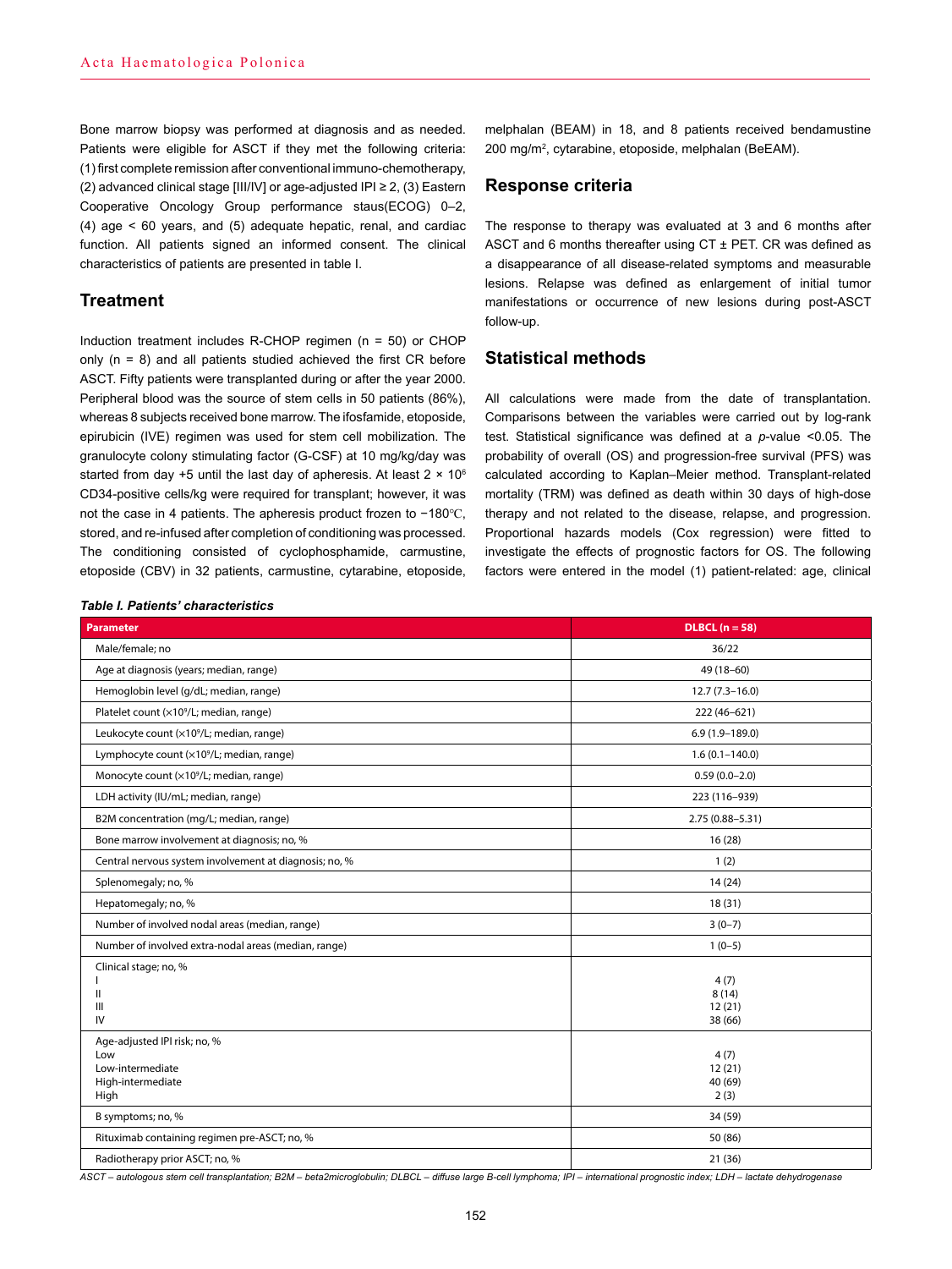Bone marrow biopsy was performed at diagnosis and as needed. Patients were eligible for ASCT if they met the following criteria: (1) first complete remission after conventional immuno-chemotherapy, (2) advanced clinical stage [III/IV] or age-adjusted IPI ≥ 2, (3) Eastern Cooperative Oncology Group performance staus(ECOG) 0–2, (4) age < 60 years, and (5) adequate hepatic, renal, and cardiac function. All patients signed an informed consent. The clinical characteristics of patients are presented in table I.

## Treatment

Induction treatment includes R-CHOP regimen (n = 50) or CHOP only (n = 8) and all patients studied achieved the first CR before ASCT. Fifty patients were transplanted during or after the year 2000. Peripheral blood was the source of stem cells in 50 patients (86%), whereas 8 subjects received bone marrow. The ifosfamide, etoposide, epirubicin (IVE) regimen was used for stem cell mobilization. The granulocyte colony stimulating factor (G-CSF) at 10 mg/kg/day was started from day +5 until the last day of apheresis. At least $2 \times 10^6$ CD34-positive cells/kg were required for transplant; however, it was not the case in 4 patients. The apheresis product frozen to −180°C, stored, and re-infused after completion of conditioning was processed. The conditioning consisted of cyclophosphamide, carmustine, etoposide (CBV) in 32 patients, carmustine, cytarabine, etoposide, melphalan (BEAM) in 18, and 8 patients received bendamustine 200 mg/m$^2$, cytarabine, etoposide, melphalan (BeEAM).

## Response criteria

The response to therapy was evaluated at 3 and 6 months after ASCT and 6 months thereafter using CT ± PET. CR was defined as a disappearance of all disease-related symptoms and measurable lesions. Relapse was defined as enlargement of initial tumor manifestations or occurrence of new lesions during post-ASCT follow-up.

## Statistical methods

All calculations were made from the date of transplantation. Comparisons between the variables were carried out by log-rank test. Statistical significance was defined at a $p$-value <0.05. The probability of overall (OS) and progression-free survival (PFS) was calculated according to Kaplan–Meier method. Transplant-related mortality (TRM) was defined as death within 30 days of high-dose therapy and not related to the disease, relapse, and progression. Proportional hazards models (Cox regression) were fitted to investigate the effects of prognostic factors for OS. The following factors were entered in the model (1) patient-related: age, clinical

***Table I. Patients' characteristics***

| Parameter | DLBCL (n = 58) |
|---|---|
| Male/female; no | 36/22 |
| Age at diagnosis (years; median, range) | 49 (18–60) |
| Hemoglobin level (g/dL; median, range) | 12.7 (7.3–16.0) |
| Platelet count (×10$^9$/L; median, range) | 222 (46–621) |
| Leukocyte count (×10$^9$/L; median, range) | 6.9 (1.9–189.0) |
| Lymphocyte count (×10$^9$/L; median, range) | 1.6 (0.1–140.0) |
| Monocyte count (×10$^9$/L; median, range) | 0.59 (0.0–2.0) |
| LDH activity (IU/mL; median, range) | 223 (116–939) |
| B2M concentration (mg/L; median, range) | 2.75 (0.88–5.31) |
| Bone marrow involvement at diagnosis; no, % | 16 (28) |
| Central nervous system involvement at diagnosis; no, % | 1 (2) |
| Splenomegaly; no, % | 14 (24) |
| Hepatomegaly; no, % | 18 (31) |
| Number of involved nodal areas (median, range) | 3 (0–7) |
| Number of involved extra-nodal areas (median, range) | 1 (0–5) |
| Clinical stage; no, % | |
| I | 4 (7) |
| II | 8 (14) |
| III | 12 (21) |
| IV | 38 (66) |
| Age-adjusted IPI risk; no, % | |
| Low | 4 (7) |
| Low-intermediate | 12 (21) |
| High-intermediate | 40 (69) |
| High | 2 (3) |
| B symptoms; no, % | 34 (59) |
| Rituximab containing regimen pre-ASCT; no, % | 50 (86) |
| Radiotherapy prior ASCT; no, % | 21 (36) |

*ASCT – autologous stem cell transplantation; B2M – beta2microglobulin; DLBCL – diffuse large B-cell lymphoma; IPI – international prognostic index; LDH – lactate dehydrogenase*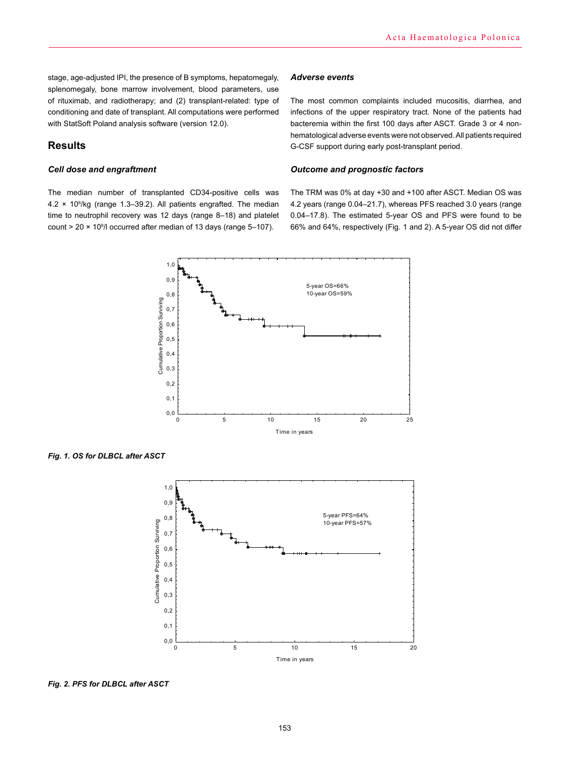stage, age-adjusted IPI, the presence of B symptoms, hepatomegaly, splenomegaly, bone marrow involvement, blood parameters, use of rituximab, and radiotherapy; and (2) transplant-related: type of conditioning and date of transplant. All computations were performed with StatSoft Poland analysis software (version 12.0).

## Results

### *Cell dose and engraftment*

The median number of transplanted CD34-positive cells was $4.2 \times 10^6$/kg (range 1.3–39.2). All patients engrafted. The median time to neutrophil recovery was 12 days (range 8–18) and platelet count $> 20 \times 10^9$/l occurred after median of 13 days (range 5–107).

### *Adverse events*

The most common complaints included mucositis, diarrhea, and infections of the upper respiratory tract. None of the patients had bacteremia within the first 100 days after ASCT. Grade 3 or 4 non-hematological adverse events were not observed. All patients required G-CSF support during early post-transplant period.

### *Outcome and prognostic factors*

The TRM was 0% at day +30 and +100 after ASCT. Median OS was 4.2 years (range 0.04–21.7), whereas PFS reached 3.0 years (range 0.04–17.8). The estimated 5-year OS and PFS were found to be 66% and 64%, respectively (Fig. 1 and 2). A 5-year OS did not differ

***Fig. 1. OS for DLBCL after ASCT***

***Fig. 2. PFS for DLBCL after ASCT***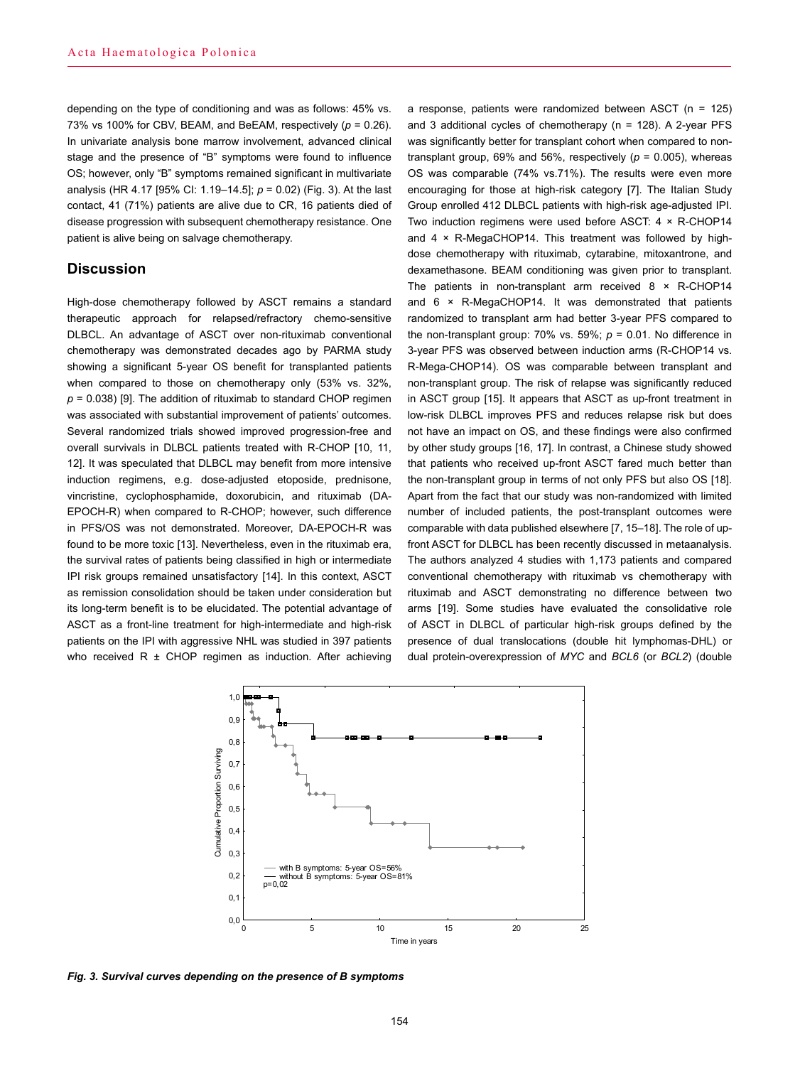depending on the type of conditioning and was as follows: 45% vs. 73% vs 100% for CBV, BEAM, and BeEAM, respectively ($p = 0.26$). In univariate analysis bone marrow involvement, advanced clinical stage and the presence of "B" symptoms were found to influence OS; however, only "B" symptoms remained significant in multivariate analysis (HR 4.17 [95% CI: 1.19–14.5]; $p = 0.02$) (Fig. 3). At the last contact, 41 (71%) patients are alive due to CR, 16 patients died of disease progression with subsequent chemotherapy resistance. One patient is alive being on salvage chemotherapy.

## Discussion

High-dose chemotherapy followed by ASCT remains a standard therapeutic approach for relapsed/refractory chemo-sensitive DLBCL. An advantage of ASCT over non-rituximab conventional chemotherapy was demonstrated decades ago by PARMA study showing a significant 5-year OS benefit for transplanted patients when compared to those on chemotherapy only (53% vs. 32%, $p = 0.038$) [9]. The addition of rituximab to standard CHOP regimen was associated with substantial improvement of patients' outcomes. Several randomized trials showed improved progression-free and overall survivals in DLBCL patients treated with R-CHOP [10, 11, 12]. It was speculated that DLBCL may benefit from more intensive induction regimens, e.g. dose-adjusted etoposide, prednisone, vincristine, cyclophosphamide, doxorubicin, and rituximab (DA-EPOCH-R) when compared to R-CHOP; however, such difference in PFS/OS was not demonstrated. Moreover, DA-EPOCH-R was found to be more toxic [13]. Nevertheless, even in the rituximab era, the survival rates of patients being classified in high or intermediate IPI risk groups remained unsatisfactory [14]. In this context, ASCT as remission consolidation should be taken under consideration but its long-term benefit is to be elucidated. The potential advantage of ASCT as a front-line treatment for high-intermediate and high-risk patients on the IPI with aggressive NHL was studied in 397 patients who received R ± CHOP regimen as induction. After achieving a response, patients were randomized between ASCT (n = 125) and 3 additional cycles of chemotherapy (n = 128). A 2-year PFS was significantly better for transplant cohort when compared to non-transplant group, 69% and 56%, respectively ($p = 0.005$), whereas OS was comparable (74% vs.71%). The results were even more encouraging for those at high-risk category [7]. The Italian Study Group enrolled 412 DLBCL patients with high-risk age-adjusted IPI. Two induction regimens were used before ASCT: 4 × R-CHOP14 and 4 × R-MegaCHOP14. This treatment was followed by high-dose chemotherapy with rituximab, cytarabine, mitoxantrone, and dexamethasone. BEAM conditioning was given prior to transplant. The patients in non-transplant arm received 8 × R-CHOP14 and 6 × R-MegaCHOP14. It was demonstrated that patients randomized to transplant arm had better 3-year PFS compared to the non-transplant group: 70% vs. 59%; $p = 0.01$. No difference in 3-year PFS was observed between induction arms (R-CHOP14 vs. R-Mega-CHOP14). OS was comparable between transplant and non-transplant group. The risk of relapse was significantly reduced in ASCT group [15]. It appears that ASCT as up-front treatment in low-risk DLBCL improves PFS and reduces relapse risk but does not have an impact on OS, and these findings were also confirmed by other study groups [16, 17]. In contrast, a Chinese study showed that patients who received up-front ASCT fared much better than the non-transplant group in terms of not only PFS but also OS [18]. Apart from the fact that our study was non-randomized with limited number of included patients, the post-transplant outcomes were comparable with data published elsewhere [7, 15–18]. The role of up-front ASCT for DLBCL has been recently discussed in metaanalysis. The authors analyzed 4 studies with 1,173 patients and compared conventional chemotherapy with rituximab vs chemotherapy with rituximab and ASCT demonstrating no difference between two arms [19]. Some studies have evaluated the consolidative role of ASCT in DLBCL of particular high-risk groups defined by the presence of dual translocations (double hit lymphomas-DHL) or dual protein-overexpression of *MYC* and *BCL6* (or *BCL2*) (double

***Fig. 3. Survival curves depending on the presence of B symptoms***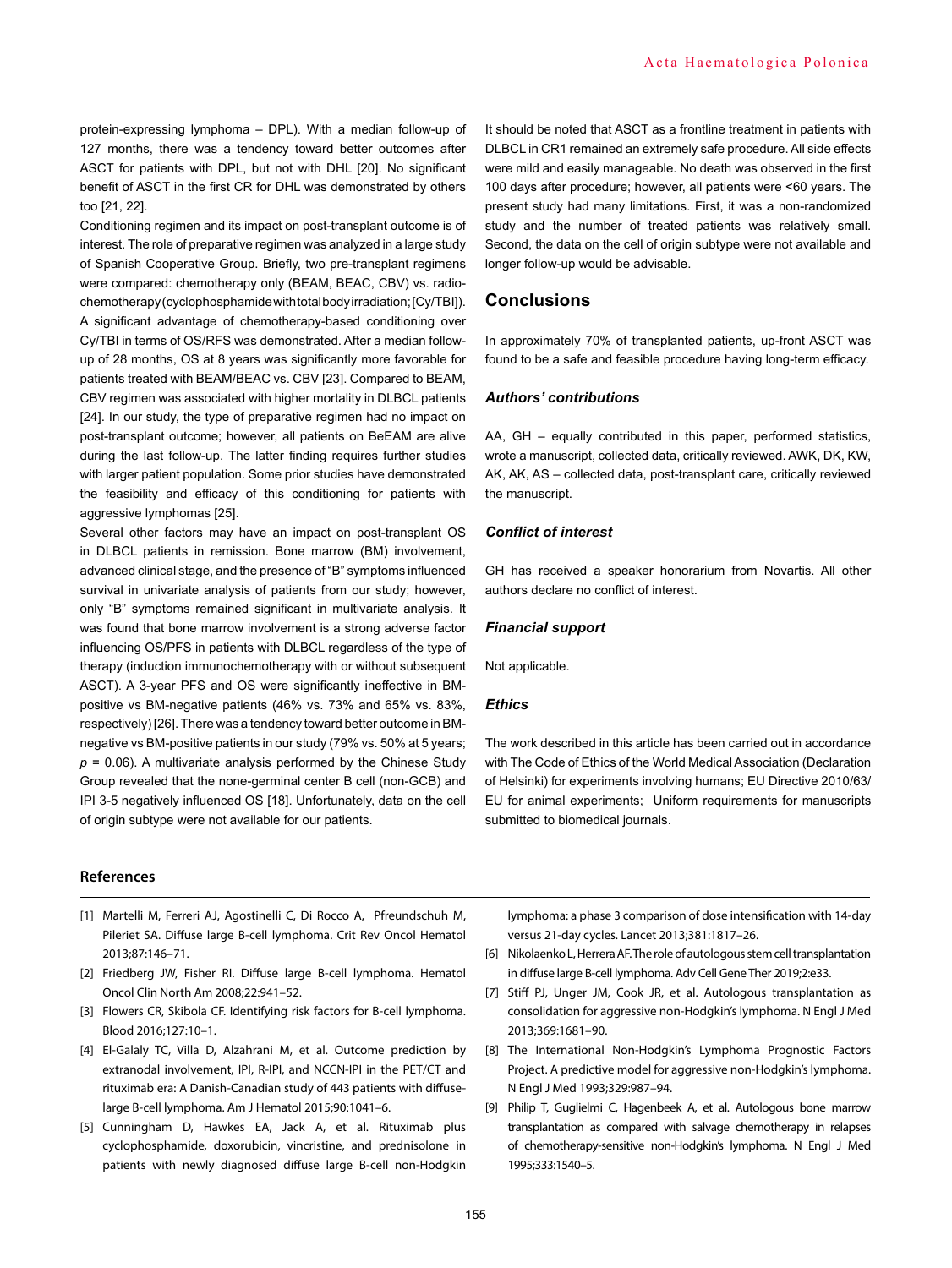protein-expressing lymphoma – DPL). With a median follow-up of 127 months, there was a tendency toward better outcomes after ASCT for patients with DPL, but not with DHL [20]. No significant benefit of ASCT in the first CR for DHL was demonstrated by others too [21, 22].

Conditioning regimen and its impact on post-transplant outcome is of interest. The role of preparative regimen was analyzed in a large study of Spanish Cooperative Group. Briefly, two pre-transplant regimens were compared: chemotherapy only (BEAM, BEAC, CBV) vs. radiochemotherapy (cyclophosphamide with total body irradiation; [Cy/TBI]). A significant advantage of chemotherapy-based conditioning over Cy/TBI in terms of OS/RFS was demonstrated. After a median follow-up of 28 months, OS at 8 years was significantly more favorable for patients treated with BEAM/BEAC vs. CBV [23]. Compared to BEAM, CBV regimen was associated with higher mortality in DLBCL patients [24]. In our study, the type of preparative regimen had no impact on post-transplant outcome; however, all patients on BeEAM are alive during the last follow-up. The latter finding requires further studies with larger patient population. Some prior studies have demonstrated the feasibility and efficacy of this conditioning for patients with aggressive lymphomas [25].

Several other factors may have an impact on post-transplant OS in DLBCL patients in remission. Bone marrow (BM) involvement, advanced clinical stage, and the presence of "B" symptoms influenced survival in univariate analysis of patients from our study; however, only "B" symptoms remained significant in multivariate analysis. It was found that bone marrow involvement is a strong adverse factor influencing OS/PFS in patients with DLBCL regardless of the type of therapy (induction immunochemotherapy with or without subsequent ASCT). A 3-year PFS and OS were significantly ineffective in BM-positive vs BM-negative patients (46% vs. 73% and 65% vs. 83%, respectively) [26]. There was a tendency toward better outcome in BM-negative vs BM-positive patients in our study (79% vs. 50% at 5 years; $p = 0.06$). A multivariate analysis performed by the Chinese Study Group revealed that the none-germinal center B cell (non-GCB) and IPI 3-5 negatively influenced OS [18]. Unfortunately, data on the cell of origin subtype were not available for our patients.

It should be noted that ASCT as a frontline treatment in patients with DLBCL in CR1 remained an extremely safe procedure. All side effects were mild and easily manageable. No death was observed in the first 100 days after procedure; however, all patients were <60 years. The present study had many limitations. First, it was a non-randomized study and the number of treated patients was relatively small. Second, the data on the cell of origin subtype were not available and longer follow-up would be advisable.

## Conclusions

In approximately 70% of transplanted patients, up-front ASCT was found to be a safe and feasible procedure having long-term efficacy.

### *Authors' contributions*

AA, GH – equally contributed in this paper, performed statistics, wrote a manuscript, collected data, critically reviewed. AWK, DK, KW, AK, AK, AS – collected data, post-transplant care, critically reviewed the manuscript.

### *Conflict of interest*

GH has received a speaker honorarium from Novartis. All other authors declare no conflict of interest.

### *Financial support*

Not applicable.

### *Ethics*

The work described in this article has been carried out in accordance with The Code of Ethics of the World Medical Association (Declaration of Helsinki) for experiments involving humans; EU Directive 2010/63/EU for animal experiments; Uniform requirements for manuscripts submitted to biomedical journals.

## References

[1] Martelli M, Ferreri AJ, Agostinelli C, Di Rocco A, Pfreundschuh M, Pileriet SA. Diffuse large B-cell lymphoma. Crit Rev Oncol Hematol 2013;87:146–71.

[2] Friedberg JW, Fisher RI. Diffuse large B-cell lymphoma. Hematol Oncol Clin North Am 2008;22:941–52.

[3] Flowers CR, Skibola CF. Identifying risk factors for B-cell lymphoma. Blood 2016;127:10–1.

[4] El-Galaly TC, Villa D, Alzahrani M, et al. Outcome prediction by extranodal involvement, IPI, R-IPI, and NCCN-IPI in the PET/CT and rituximab era: A Danish-Canadian study of 443 patients with diffuse-large B-cell lymphoma. Am J Hematol 2015;90:1041–6.

[5] Cunningham D, Hawkes EA, Jack A, et al. Rituximab plus cyclophosphamide, doxorubicin, vincristine, and prednisolone in patients with newly diagnosed diffuse large B-cell non-Hodgkin lymphoma: a phase 3 comparison of dose intensification with 14-day versus 21-day cycles. Lancet 2013;381:1817–26.

[6] Nikolaenko L, Herrera AF. The role of autologous stem cell transplantation in diffuse large B-cell lymphoma. Adv Cell Gene Ther 2019;2:e33.

[7] Stiff PJ, Unger JM, Cook JR, et al. Autologous transplantation as consolidation for aggressive non-Hodgkin's lymphoma. N Engl J Med 2013;369:1681–90.

[8] The International Non-Hodgkin's Lymphoma Prognostic Factors Project. A predictive model for aggressive non-Hodgkin's lymphoma. N Engl J Med 1993;329:987–94.

[9] Philip T, Guglielmi C, Hagenbeek A, et al. Autologous bone marrow transplantation as compared with salvage chemotherapy in relapses of chemotherapy-sensitive non-Hodgkin's lymphoma. N Engl J Med 1995;333:1540–5.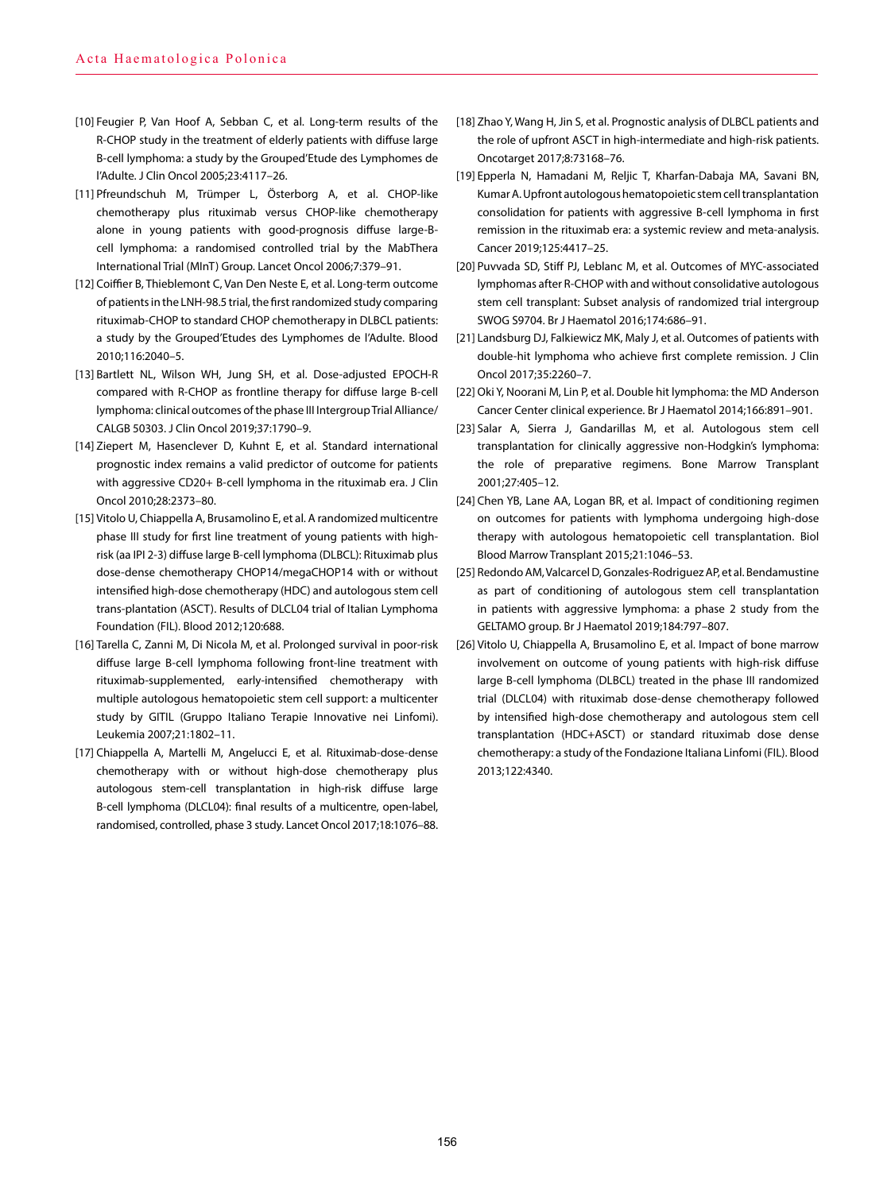[10] Feugier P, Van Hoof A, Sebban C, et al. Long-term results of the R-CHOP study in the treatment of elderly patients with diffuse large B-cell lymphoma: a study by the Grouped'Etude des Lymphomes de l'Adulte. J Clin Oncol 2005;23:4117–26.

[11] Pfreundschuh M, Trümper L, Österborg A, et al. CHOP-like chemotherapy plus rituximab versus CHOP-like chemotherapy alone in young patients with good-prognosis diffuse large-B-cell lymphoma: a randomised controlled trial by the MabThera International Trial (MInT) Group. Lancet Oncol 2006;7:379–91.

[12] Coiffier B, Thieblemont C, Van Den Neste E, et al. Long-term outcome of patients in the LNH-98.5 trial, the first randomized study comparing rituximab-CHOP to standard CHOP chemotherapy in DLBCL patients: a study by the Grouped'Etudes des Lymphomes de l'Adulte. Blood 2010;116:2040–5.

[13] Bartlett NL, Wilson WH, Jung SH, et al. Dose-adjusted EPOCH-R compared with R-CHOP as frontline therapy for diffuse large B-cell lymphoma: clinical outcomes of the phase III Intergroup Trial Alliance/CALGB 50303. J Clin Oncol 2019;37:1790–9.

[14] Ziepert M, Hasenclever D, Kuhnt E, et al. Standard international prognostic index remains a valid predictor of outcome for patients with aggressive CD20+ B-cell lymphoma in the rituximab era. J Clin Oncol 2010;28:2373–80.

[15] Vitolo U, Chiappella A, Brusamolino E, et al. A randomized multicentre phase III study for first line treatment of young patients with high-risk (aa IPI 2-3) diffuse large B-cell lymphoma (DLBCL): Rituximab plus dose-dense chemotherapy CHOP14/megaCHOP14 with or without intensified high-dose chemotherapy (HDC) and autologous stem cell trans-plantation (ASCT). Results of DLCL04 trial of Italian Lymphoma Foundation (FIL). Blood 2012;120:688.

[16] Tarella C, Zanni M, Di Nicola M, et al. Prolonged survival in poor-risk diffuse large B-cell lymphoma following front-line treatment with rituximab-supplemented, early-intensified chemotherapy with multiple autologous hematopoietic stem cell support: a multicenter study by GITIL (Gruppo Italiano Terapie Innovative nei Linfomi). Leukemia 2007;21:1802–11.

[17] Chiappella A, Martelli M, Angelucci E, et al. Rituximab-dose-dense chemotherapy with or without high-dose chemotherapy plus autologous stem-cell transplantation in high-risk diffuse large B-cell lymphoma (DLCL04): final results of a multicentre, open-label, randomised, controlled, phase 3 study. Lancet Oncol 2017;18:1076–88.

[18] Zhao Y, Wang H, Jin S, et al. Prognostic analysis of DLBCL patients and the role of upfront ASCT in high-intermediate and high-risk patients. Oncotarget 2017;8:73168–76.

[19] Epperla N, Hamadani M, Reljic T, Kharfan-Dabaja MA, Savani BN, Kumar A. Upfront autologous hematopoietic stem cell transplantation consolidation for patients with aggressive B-cell lymphoma in first remission in the rituximab era: a systemic review and meta-analysis. Cancer 2019;125:4417–25.

[20] Puvvada SD, Stiff PJ, Leblanc M, et al. Outcomes of MYC-associated lymphomas after R-CHOP with and without consolidative autologous stem cell transplant: Subset analysis of randomized trial intergroup SWOG S9704. Br J Haematol 2016;174:686–91.

[21] Landsburg DJ, Falkiewicz MK, Maly J, et al. Outcomes of patients with double-hit lymphoma who achieve first complete remission. J Clin Oncol 2017;35:2260–7.

[22] Oki Y, Noorani M, Lin P, et al. Double hit lymphoma: the MD Anderson Cancer Center clinical experience. Br J Haematol 2014;166:891–901.

[23] Salar A, Sierra J, Gandarillas M, et al. Autologous stem cell transplantation for clinically aggressive non-Hodgkin's lymphoma: the role of preparative regimens. Bone Marrow Transplant 2001;27:405–12.

[24] Chen YB, Lane AA, Logan BR, et al. Impact of conditioning regimen on outcomes for patients with lymphoma undergoing high-dose therapy with autologous hematopoietic cell transplantation. Biol Blood Marrow Transplant 2015;21:1046–53.

[25] Redondo AM, Valcarcel D, Gonzales-Rodriguez AP, et al. Bendamustine as part of conditioning of autologous stem cell transplantation in patients with aggressive lymphoma: a phase 2 study from the GELTAMO group. Br J Haematol 2019;184:797–807.

[26] Vitolo U, Chiappella A, Brusamolino E, et al. Impact of bone marrow involvement on outcome of young patients with high-risk diffuse large B-cell lymphoma (DLBCL) treated in the phase III randomized trial (DLCL04) with rituximab dose-dense chemotherapy followed by intensified high-dose chemotherapy and autologous stem cell transplantation (HDC+ASCT) or standard rituximab dose dense chemotherapy: a study of the Fondazione Italiana Linfomi (FIL). Blood 2013;122:4340.